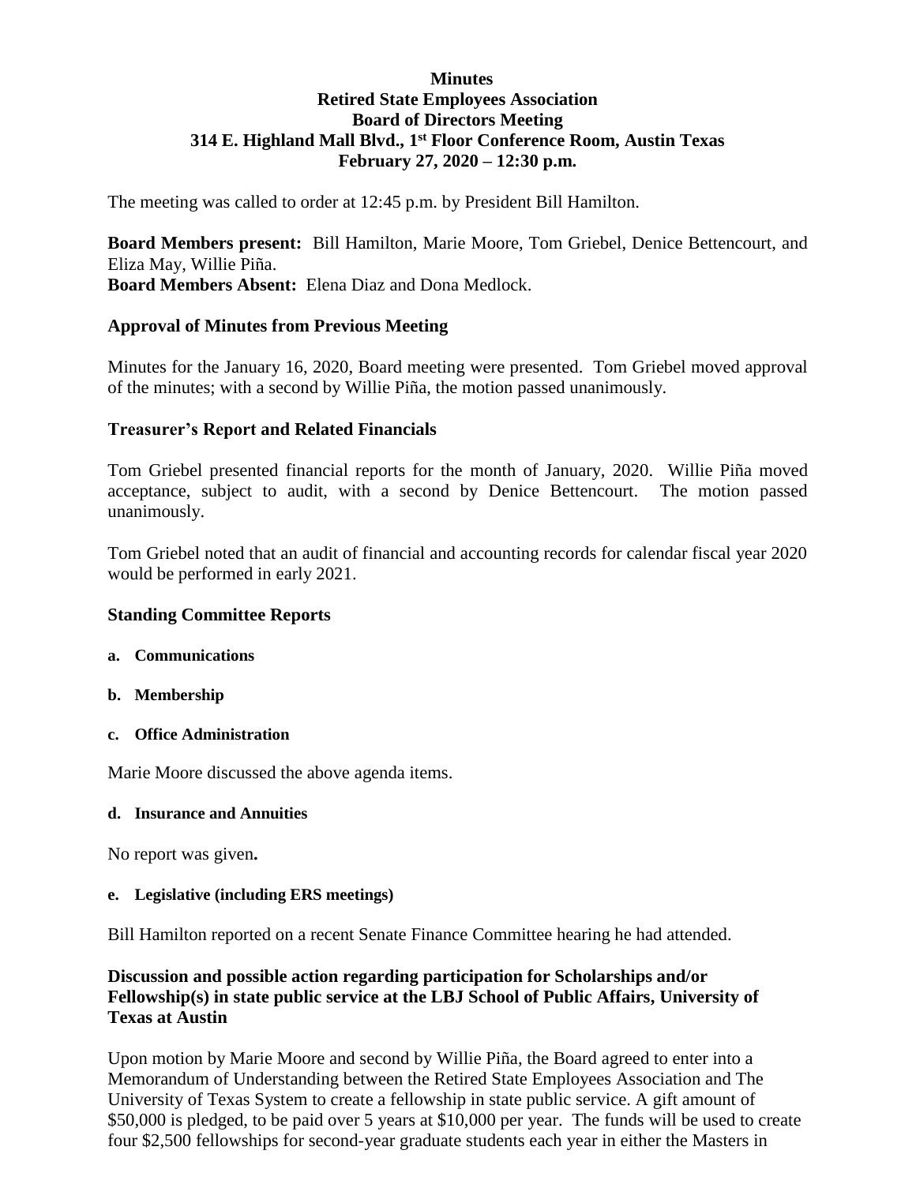**Minutes**
**Retired State Employees Association**
**Board of Directors Meeting**
**314 E. Highland Mall Blvd., 1st Floor Conference Room, Austin Texas**
**February 27, 2020 – 12:30 p.m.**

The meeting was called to order at 12:45 p.m. by President Bill Hamilton.

**Board Members present:** Bill Hamilton, Marie Moore, Tom Griebel, Denice Bettencourt, and Eliza May, Willie Piña.
**Board Members Absent:** Elena Diaz and Dona Medlock.

## Approval of Minutes from Previous Meeting

Minutes for the January 16, 2020, Board meeting were presented. Tom Griebel moved approval of the minutes; with a second by Willie Piña, the motion passed unanimously.

## Treasurer's Report and Related Financials

Tom Griebel presented financial reports for the month of January, 2020. Willie Piña moved acceptance, subject to audit, with a second by Denice Bettencourt. The motion passed unanimously.

Tom Griebel noted that an audit of financial and accounting records for calendar fiscal year 2020 would be performed in early 2021.

## Standing Committee Reports

**a. Communications**

**b. Membership**

**c. Office Administration**

Marie Moore discussed the above agenda items.

**d. Insurance and Annuities**

No report was given**.**

**e. Legislative (including ERS meetings)**

Bill Hamilton reported on a recent Senate Finance Committee hearing he had attended.

## Discussion and possible action regarding participation for Scholarships and/or Fellowship(s) in state public service at the LBJ School of Public Affairs, University of Texas at Austin

Upon motion by Marie Moore and second by Willie Piña, the Board agreed to enter into a Memorandum of Understanding between the Retired State Employees Association and The University of Texas System to create a fellowship in state public service. A gift amount of $50,000 is pledged, to be paid over 5 years at $10,000 per year. The funds will be used to create four $2,500 fellowships for second-year graduate students each year in either the Masters in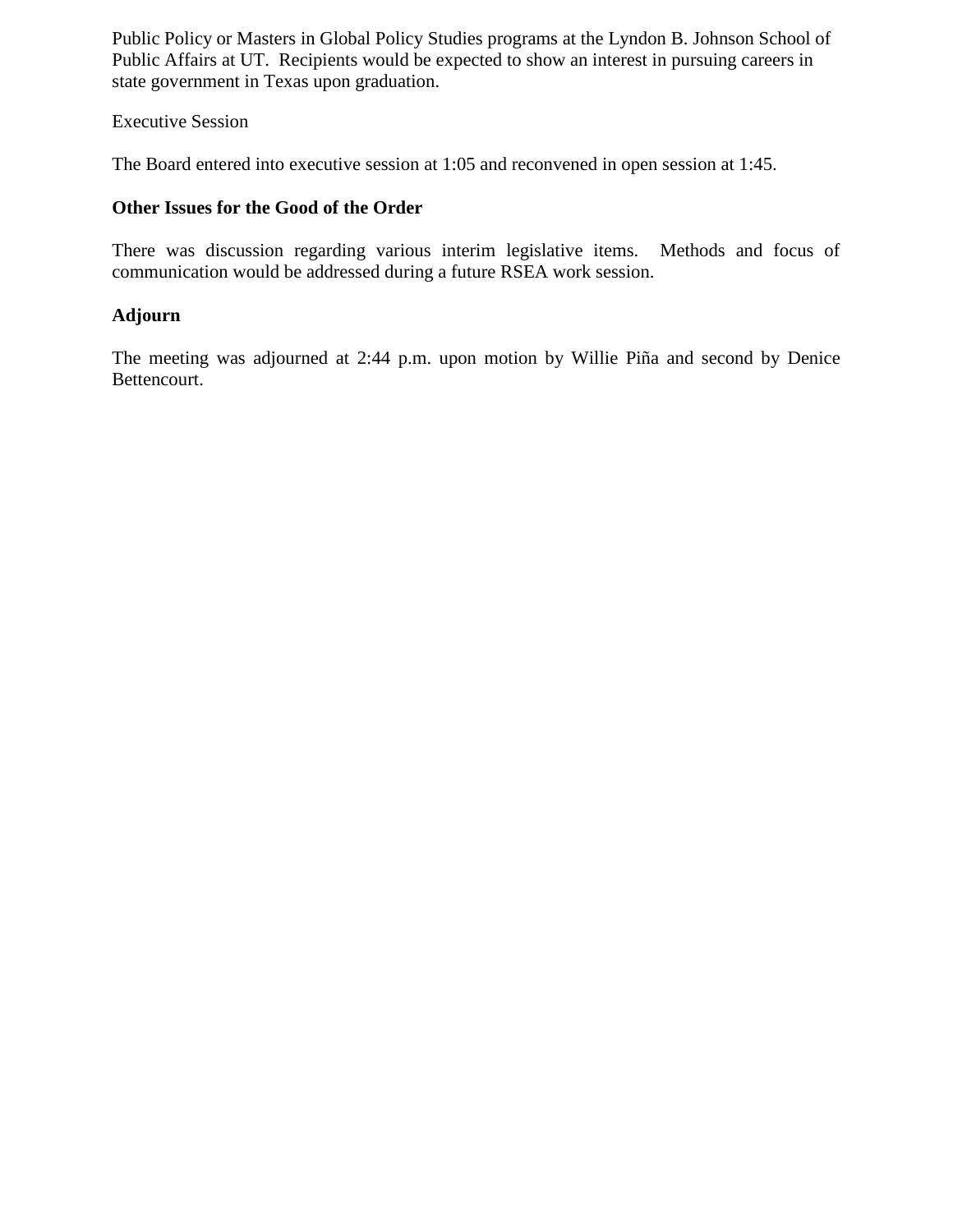Public Policy or Masters in Global Policy Studies programs at the Lyndon B. Johnson School of Public Affairs at UT. Recipients would be expected to show an interest in pursuing careers in state government in Texas upon graduation.

Executive Session

The Board entered into executive session at 1:05 and reconvened in open session at 1:45.

**Other Issues for the Good of the Order**

There was discussion regarding various interim legislative items. Methods and focus of communication would be addressed during a future RSEA work session.

**Adjourn**

The meeting was adjourned at 2:44 p.m. upon motion by Willie Piña and second by Denice Bettencourt.